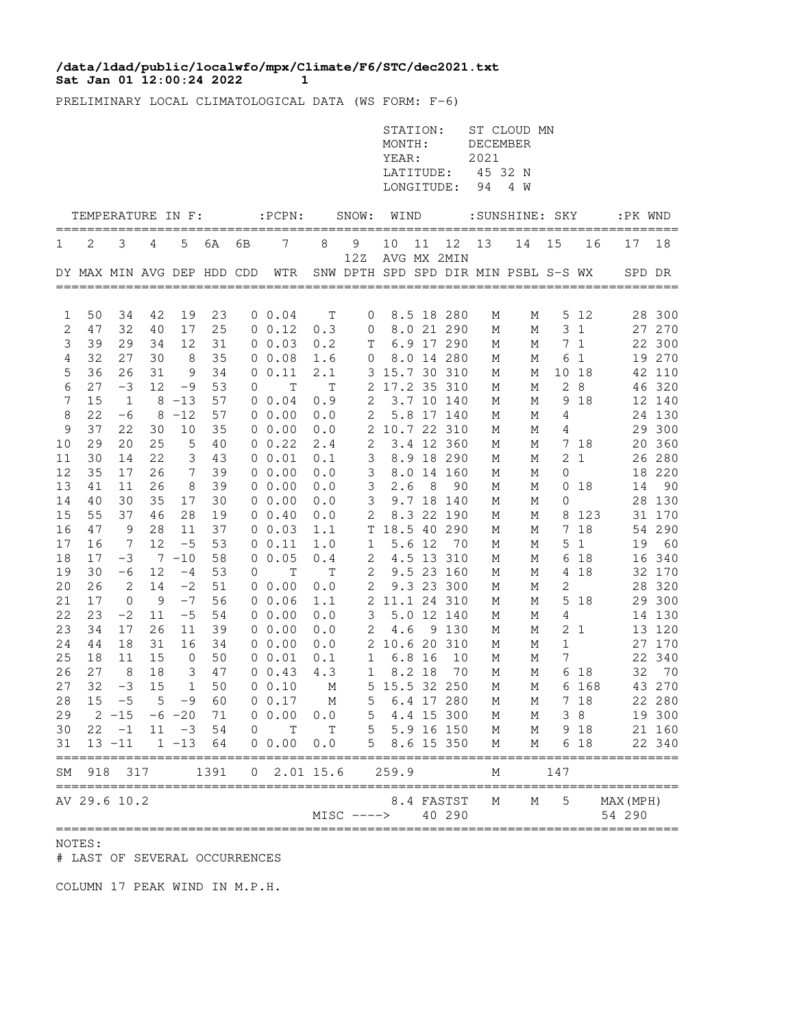**/data/ldad/public/localwfo/mpx/Climate/F6/STC/dec2021.txt**
**Sat Jan 01 12:00:24 2022 1**

PRELIMINARY LOCAL CLIMATOLOGICAL DATA (WS FORM: F-6)

STATION: ST CLOUD MN
MONTH: DECEMBER
YEAR: 2021
LATITUDE: 45 32 N
LONGITUDE: 94 4 W

| TEMPERATURE IN F: | | | | | | | :PCPN: | SNOW: | | WIND | | | :SUNSHINE: | | SKY | | :PK WND | |
|---|---|---|---|---|---|---|---|---|---|---|---|---|---|---|---|---|---|---|
| 1 | 2 | 3 | 4 | 5 | 6A | 6B | 7 | 8 | 9 12Z | 10 | 11 | 12 | 13 | 14 | 15 | 16 | 17 | 18 |
| DY | MAX | MIN | AVG | DEP | HDD | CDD | WTR | SNW | DPTH | AVG SPD | MX SPD | 2MIN DIR | MIN | PSBL | S-S | WX | SPD | DR |
| 1 | 50 | 34 | 42 | 19 | 23 | 0 | 0.04 | T | 0 | 8.5 | 18 | 280 | M | M | 5 | 12 | 28 | 300 |
| 2 | 47 | 32 | 40 | 17 | 25 | 0 | 0.12 | 0.3 | 0 | 8.0 | 21 | 290 | M | M | 3 | 1 | 27 | 270 |
| 3 | 39 | 29 | 34 | 12 | 31 | 0 | 0.03 | 0.2 | T | 6.9 | 17 | 290 | M | M | 7 | 1 | 22 | 300 |
| 4 | 32 | 27 | 30 | 8 | 35 | 0 | 0.08 | 1.6 | 0 | 8.0 | 14 | 280 | M | M | 6 | 1 | 19 | 270 |
| 5 | 36 | 26 | 31 | 9 | 34 | 0 | 0.11 | 2.1 | 3 | 15.7 | 30 | 310 | M | M | 10 | 18 | 42 | 110 |
| 6 | 27 | -3 | 12 | -9 | 53 | 0 | T | T | 2 | 17.2 | 35 | 310 | M | M | 2 | 8 | 46 | 320 |
| 7 | 15 | 1 | 8 | -13 | 57 | 0 | 0.04 | 0.9 | 2 | 3.7 | 10 | 140 | M | M | 9 | 18 | 12 | 140 |
| 8 | 22 | -6 | 8 | -12 | 57 | 0 | 0.00 | 0.0 | 2 | 5.8 | 17 | 140 | M | M | 4 | | 24 | 130 |
| 9 | 37 | 22 | 30 | 10 | 35 | 0 | 0.00 | 0.0 | 2 | 10.7 | 22 | 310 | M | M | 4 | | 29 | 300 |
| 10 | 29 | 20 | 25 | 5 | 40 | 0 | 0.22 | 2.4 | 2 | 3.4 | 12 | 360 | M | M | 7 | 18 | 20 | 360 |
| 11 | 30 | 14 | 22 | 3 | 43 | 0 | 0.01 | 0.1 | 3 | 8.9 | 18 | 290 | M | M | 2 | 1 | 26 | 280 |
| 12 | 35 | 17 | 26 | 7 | 39 | 0 | 0.00 | 0.0 | 3 | 8.0 | 14 | 160 | M | M | 0 | | 18 | 220 |
| 13 | 41 | 11 | 26 | 8 | 39 | 0 | 0.00 | 0.0 | 3 | 2.6 | 8 | 90 | M | M | 0 | 18 | 14 | 90 |
| 14 | 40 | 30 | 35 | 17 | 30 | 0 | 0.00 | 0.0 | 3 | 9.7 | 18 | 140 | M | M | 0 | | 28 | 130 |
| 15 | 55 | 37 | 46 | 28 | 19 | 0 | 0.40 | 0.0 | 2 | 8.3 | 22 | 190 | M | M | 8 | 123 | 31 | 170 |
| 16 | 47 | 9 | 28 | 11 | 37 | 0 | 0.03 | 1.1 | T | 18.5 | 40 | 290 | M | M | 7 | 18 | 54 | 290 |
| 17 | 16 | 7 | 12 | -5 | 53 | 0 | 0.11 | 1.0 | 1 | 5.6 | 12 | 70 | M | M | 5 | 1 | 19 | 60 |
| 18 | 17 | -3 | 7 | -10 | 58 | 0 | 0.05 | 0.4 | 2 | 4.5 | 13 | 310 | M | M | 6 | 18 | 16 | 340 |
| 19 | 30 | -6 | 12 | -4 | 53 | 0 | T | T | 2 | 9.5 | 23 | 160 | M | M | 4 | 18 | 32 | 170 |
| 20 | 26 | 2 | 14 | -2 | 51 | 0 | 0.00 | 0.0 | 2 | 9.3 | 23 | 300 | M | M | 2 | | 28 | 320 |
| 21 | 17 | 0 | 9 | -7 | 56 | 0 | 0.06 | 1.1 | 2 | 11.1 | 24 | 310 | M | M | 5 | 18 | 29 | 300 |
| 22 | 23 | -2 | 11 | -5 | 54 | 0 | 0.00 | 0.0 | 3 | 5.0 | 12 | 140 | M | M | 4 | | 14 | 130 |
| 23 | 34 | 17 | 26 | 11 | 39 | 0 | 0.00 | 0.0 | 2 | 4.6 | 9 | 130 | M | M | 2 | 1 | 13 | 120 |
| 24 | 44 | 18 | 31 | 16 | 34 | 0 | 0.00 | 0.0 | 2 | 10.6 | 20 | 310 | M | M | 1 | | 27 | 170 |
| 25 | 18 | 11 | 15 | 0 | 50 | 0 | 0.01 | 0.1 | 1 | 6.8 | 16 | 10 | M | M | 7 | | 22 | 340 |
| 26 | 27 | 8 | 18 | 3 | 47 | 0 | 0.43 | 4.3 | 1 | 8.2 | 18 | 70 | M | M | 6 | 18 | 32 | 70 |
| 27 | 32 | -3 | 15 | 1 | 50 | 0 | 0.10 | M | 5 | 15.5 | 32 | 250 | M | M | 6 | 168 | 43 | 270 |
| 28 | 15 | -5 | 5 | -9 | 60 | 0 | 0.17 | M | 5 | 6.4 | 17 | 280 | M | M | 7 | 18 | 22 | 280 |
| 29 | 2 | -15 | -6 | -20 | 71 | 0 | 0.00 | 0.0 | 5 | 4.4 | 15 | 300 | M | M | 3 | 8 | 19 | 300 |
| 30 | 22 | -1 | 11 | -3 | 54 | 0 | T | T | 5 | 5.9 | 16 | 150 | M | M | 9 | 18 | 21 | 160 |
| 31 | 13 | -11 | 1 | -13 | 64 | 0 | 0.00 | 0.0 | 5 | 8.6 | 15 | 350 | M | M | 6 | 18 | 22 | 340 |
| SM | 918 | 317 | | | 1391 | 0 | 2.01 | 15.6 | | 259.9 | | | M | | 147 | | | |
| AV | 29.6 | 10.2 | | | | | | | | 8.4 | FASTST | | M | M | 5 | | MAX(MPH) | |
| | | | | | | | | MISC ----> | | | 40 | 290 | | | | | 54 | 290 |

NOTES:
# LAST OF SEVERAL OCCURRENCES

COLUMN 17 PEAK WIND IN M.P.H.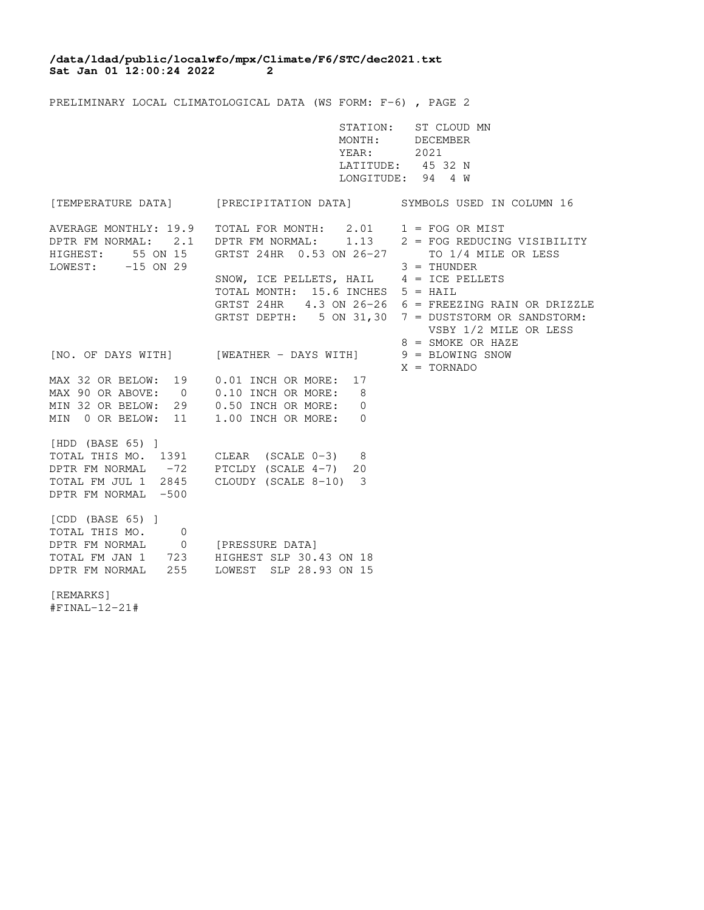/data/ldad/public/localwfo/mpx/Climate/F6/STC/dec2021.txt
Sat Jan 01 12:00:24 2022

PRELIMINARY LOCAL CLIMATOLOGICAL DATA (WS FORM: F-6) , PAGE 2

```
                                  STATION:   ST CLOUD MN
                                  MONTH:     DECEMBER
                                  YEAR:      2021
                                  LATITUDE:   45 32 N
                                  LONGITUDE:  94  4 W

[TEMPERATURE DATA]      [PRECIPITATION DATA]       SYMBOLS USED IN COLUMN 16

AVERAGE MONTHLY: 19.9   TOTAL FOR MONTH:   2.01    1 = FOG OR MIST
DPTR FM NORMAL:   2.1   DPTR FM NORMAL:    1.13    2 = FOG REDUCING VISIBILITY
HIGHEST:    55 ON 15    GRTST 24HR  0.53 ON 26-27      TO 1/4 MILE OR LESS
LOWEST:    -15 ON 29                               3 = THUNDER
                        SNOW, ICE PELLETS, HAIL    4 = ICE PELLETS
                        TOTAL MONTH:  15.6 INCHES  5 = HAIL
                        GRTST 24HR   4.3 ON 26-26  6 = FREEZING RAIN OR DRIZZLE
                        GRTST DEPTH:   5 ON 31,30  7 = DUSTSTORM OR SANDSTORM:
                                                       VSBY 1/2 MILE OR LESS
                                                   8 = SMOKE OR HAZE
[NO. OF DAYS WITH]      [WEATHER - DAYS WITH]      9 = BLOWING SNOW
                                                   X = TORNADO
MAX 32 OR BELOW:  19    0.01 INCH OR MORE:  17
MAX 90 OR ABOVE:   0    0.10 INCH OR MORE:   8
MIN 32 OR BELOW:  29    0.50 INCH OR MORE:   0
MIN  0 OR BELOW:  11    1.00 INCH OR MORE:   0

[HDD (BASE 65) ]
TOTAL THIS MO.  1391    CLEAR  (SCALE 0-3)   8
DPTR FM NORMAL   -72    PTCLDY (SCALE 4-7)  20
TOTAL FM JUL 1  2845    CLOUDY (SCALE 8-10)  3
DPTR FM NORMAL  -500

[CDD (BASE 65) ]
TOTAL THIS MO.     0
DPTR FM NORMAL     0    [PRESSURE DATA]
TOTAL FM JAN 1   723    HIGHEST SLP 30.43 ON 18
DPTR FM NORMAL   255    LOWEST  SLP 28.93 ON 15

[REMARKS]
#FINAL-12-21#
```